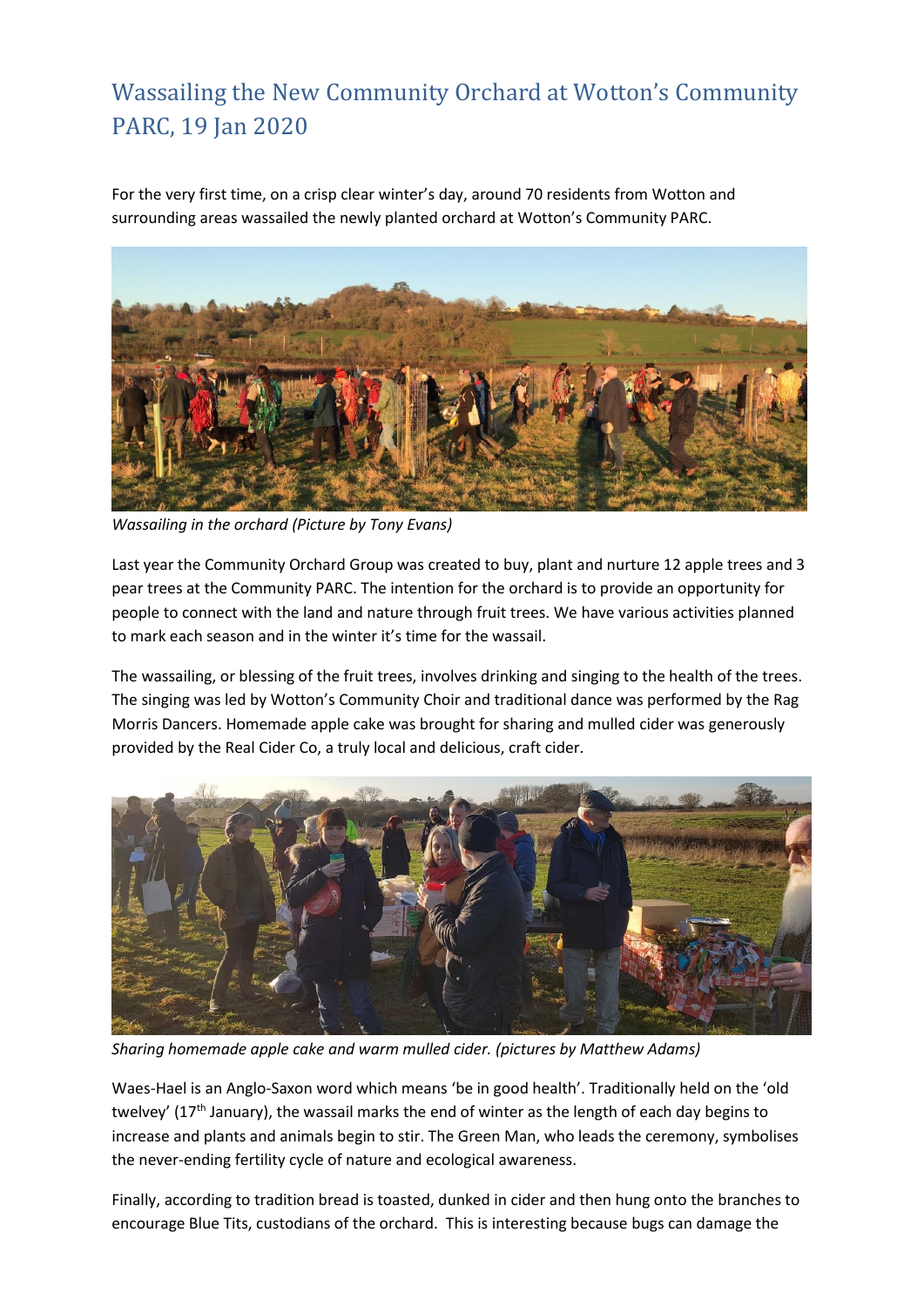# Wassailing the New Community Orchard at Wotton's Community PARC, 19 Jan 2020

For the very first time, on a crisp clear winter's day, around 70 residents from Wotton and surrounding areas wassailed the newly planted orchard at Wotton's Community PARC.

*Wassailing in the orchard (Picture by Tony Evans)*

Last year the Community Orchard Group was created to buy, plant and nurture 12 apple trees and 3 pear trees at the Community PARC. The intention for the orchard is to provide an opportunity for people to connect with the land and nature through fruit trees. We have various activities planned to mark each season and in the winter it's time for the wassail.

The wassailing, or blessing of the fruit trees, involves drinking and singing to the health of the trees. The singing was led by Wotton's Community Choir and traditional dance was performed by the Rag Morris Dancers. Homemade apple cake was brought for sharing and mulled cider was generously provided by the Real Cider Co, a truly local and delicious, craft cider.

*Sharing homemade apple cake and warm mulled cider. (pictures by Matthew Adams)*

Waes-Hael is an Anglo-Saxon word which means 'be in good health'. Traditionally held on the 'old twelvey' (17th January), the wassail marks the end of winter as the length of each day begins to increase and plants and animals begin to stir. The Green Man, who leads the ceremony, symbolises the never-ending fertility cycle of nature and ecological awareness.

Finally, according to tradition bread is toasted, dunked in cider and then hung onto the branches to encourage Blue Tits, custodians of the orchard. This is interesting because bugs can damage the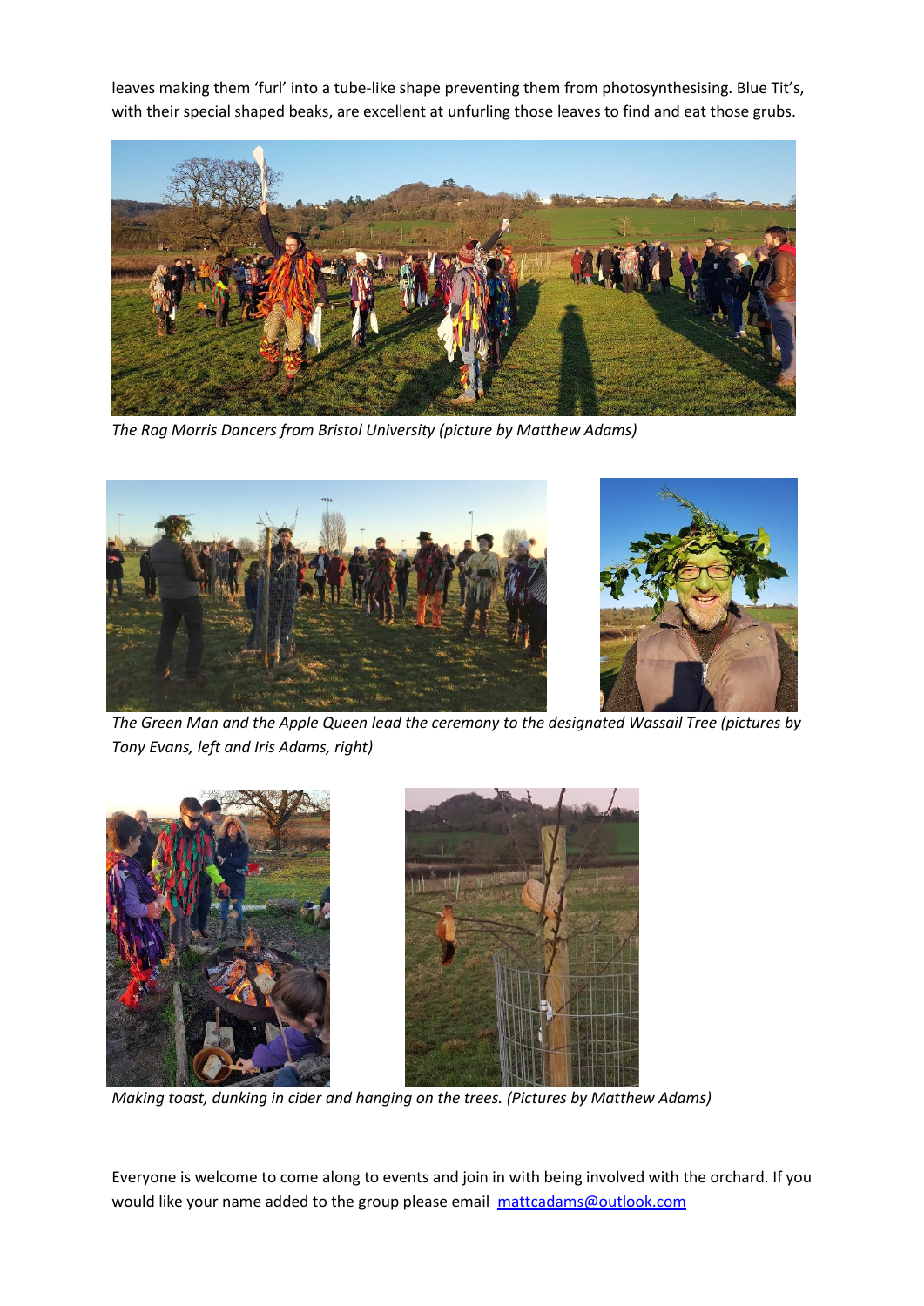leaves making them 'furl' into a tube-like shape preventing them from photosynthesising. Blue Tit's, with their special shaped beaks, are excellent at unfurling those leaves to find and eat those grubs.

*The Rag Morris Dancers from Bristol University (picture by Matthew Adams)*

*The Green Man and the Apple Queen lead the ceremony to the designated Wassail Tree (pictures by Tony Evans, left and Iris Adams, right)*

*Making toast, dunking in cider and hanging on the trees. (Pictures by Matthew Adams)*

Everyone is welcome to come along to events and join in with being involved with the orchard. If you would like your name added to the group please email [mattcadams@outlook.com](mailto:mattcadams@outlook.com)